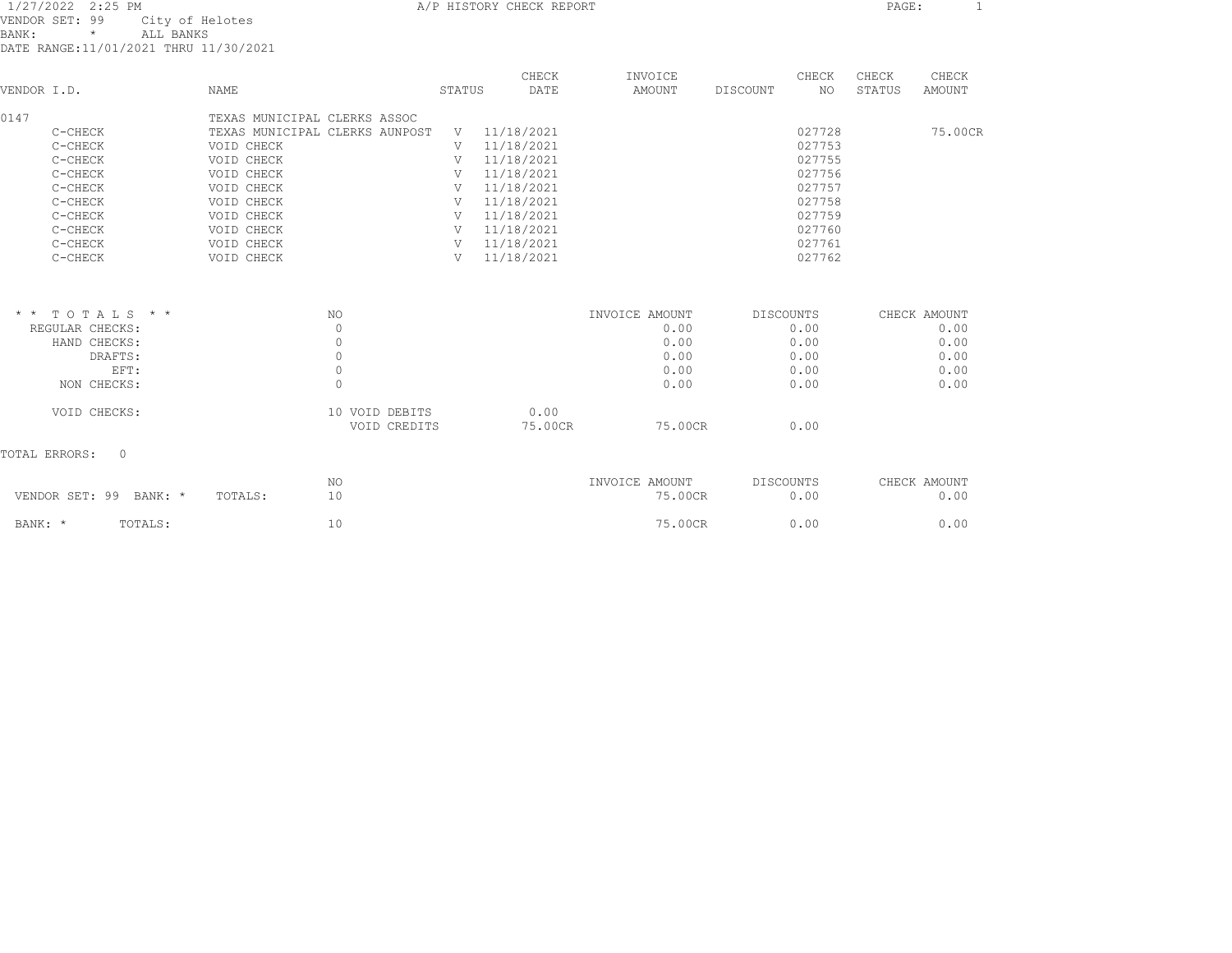1/27/2022 2:25 PM

# A/P HISTORY CHECK REPORT

VENDOR SET: 99 City of Helotes
BANK: * ALL BANKS
DATE RANGE:11/01/2021 THRU 11/30/2021

| VENDOR I.D. | NAME | STATUS | CHECK DATE | INVOICE AMOUNT | DISCOUNT | CHECK NO | CHECK STATUS | CHECK AMOUNT |
|---|---|---|---|---|---|---|---|---|
| 0147 | TEXAS MUNICIPAL CLERKS ASSOC | | | | | | | |
| C-CHECK | TEXAS MUNICIPAL CLERKS AUNPOST | V | 11/18/2021 | | | 027728 | | 75.00CR |
| C-CHECK | VOID CHECK | V | 11/18/2021 | | | 027753 | | |
| C-CHECK | VOID CHECK | V | 11/18/2021 | | | 027755 | | |
| C-CHECK | VOID CHECK | V | 11/18/2021 | | | 027756 | | |
| C-CHECK | VOID CHECK | V | 11/18/2021 | | | 027757 | | |
| C-CHECK | VOID CHECK | V | 11/18/2021 | | | 027758 | | |
| C-CHECK | VOID CHECK | V | 11/18/2021 | | | 027759 | | |
| C-CHECK | VOID CHECK | V | 11/18/2021 | | | 027760 | | |
| C-CHECK | VOID CHECK | V | 11/18/2021 | | | 027761 | | |
| C-CHECK | VOID CHECK | V | 11/18/2021 | | | 027762 | | |

| * * TOTALS * * | NO | | | INVOICE AMOUNT | DISCOUNTS | CHECK AMOUNT |
|---|---|---|---|---|---|---|
| REGULAR CHECKS: | 0 | | | 0.00 | 0.00 | 0.00 |
| HAND CHECKS: | 0 | | | 0.00 | 0.00 | 0.00 |
| DRAFTS: | 0 | | | 0.00 | 0.00 | 0.00 |
| EFT: | 0 | | | 0.00 | 0.00 | 0.00 |
| NON CHECKS: | 0 | | | 0.00 | 0.00 | 0.00 |
| VOID CHECKS: | 10 | VOID DEBITS | 0.00 | | | |
| | | VOID CREDITS | 75.00CR | 75.00CR | 0.00 | |

TOTAL ERRORS: 0

| | NO | INVOICE AMOUNT | DISCOUNTS | CHECK AMOUNT |
|---|---|---|---|---|
| VENDOR SET: 99 BANK: * TOTALS: | 10 | 75.00CR | 0.00 | 0.00 |
| BANK: * TOTALS: | 10 | 75.00CR | 0.00 | 0.00 |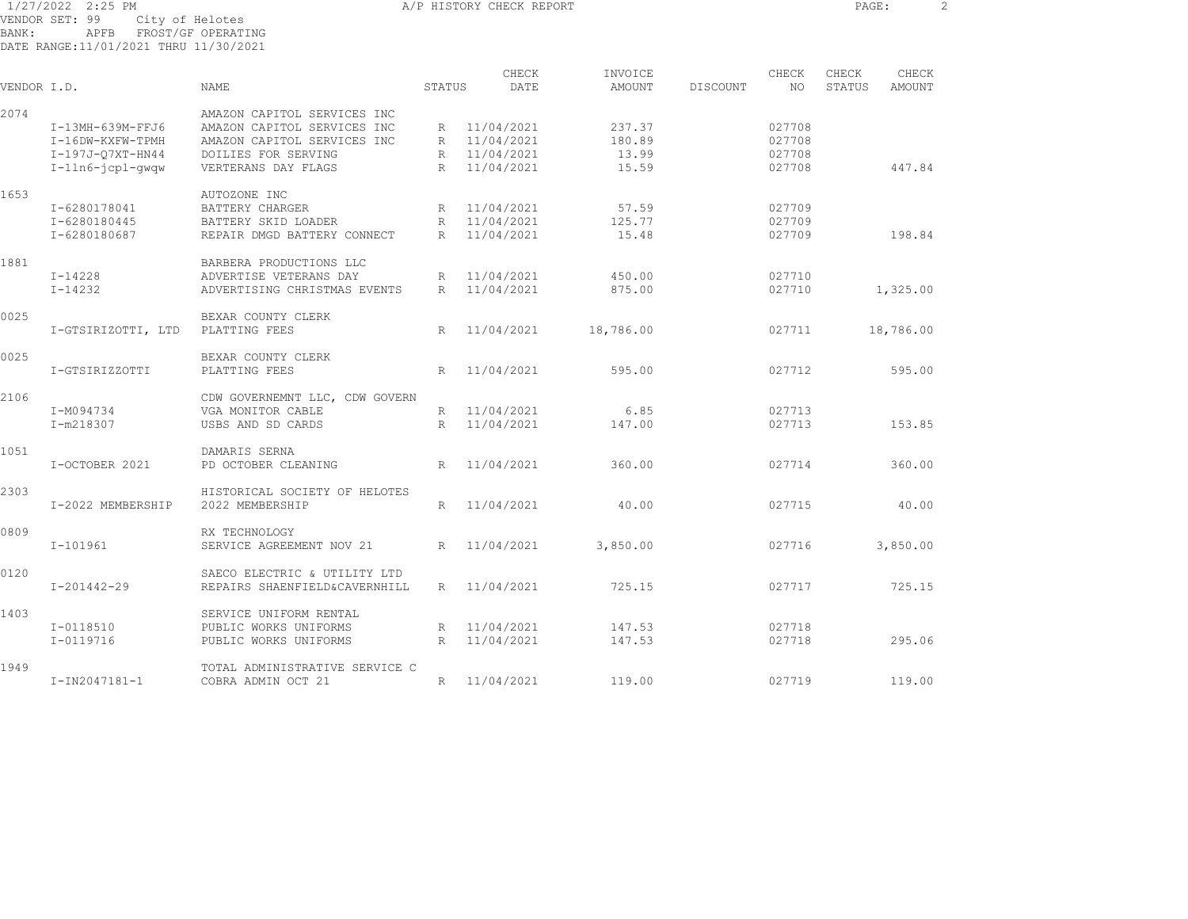1/27/2022 2:25 PM A/P HISTORY CHECK REPORT

VENDOR SET: 99 City of Helotes
BANK: APFB FROST/GF OPERATING
DATE RANGE:11/01/2021 THRU 11/30/2021

| VENDOR I.D. | NAME | STATUS | CHECK DATE | INVOICE AMOUNT | DISCOUNT | CHECK NO | CHECK STATUS | CHECK AMOUNT |
|---|---|---|---|---|---|---|---|---|
| 2074 | AMAZON CAPITOL SERVICES INC | | | | | | | |
| I-13MH-639M-FFJ6 | AMAZON CAPITOL SERVICES INC | R | 11/04/2021 | 237.37 | | 027708 | | |
| I-16DW-KXFW-TPMH | AMAZON CAPITOL SERVICES INC | R | 11/04/2021 | 180.89 | | 027708 | | |
| I-197J-Q7XT-HN44 | DOILIES FOR SERVING | R | 11/04/2021 | 13.99 | | 027708 | | |
| I-1ln6-jcpl-gwqw | VERTERANS DAY FLAGS | R | 11/04/2021 | 15.59 | | 027708 | | 447.84 |
| 1653 | AUTOZONE INC | | | | | | | |
| I-6280178041 | BATTERY CHARGER | R | 11/04/2021 | 57.59 | | 027709 | | |
| I-6280180445 | BATTERY SKID LOADER | R | 11/04/2021 | 125.77 | | 027709 | | |
| I-6280180687 | REPAIR DMGD BATTERY CONNECT | R | 11/04/2021 | 15.48 | | 027709 | | 198.84 |
| 1881 | BARBERA PRODUCTIONS LLC | | | | | | | |
| I-14228 | ADVERTISE VETERANS DAY | R | 11/04/2021 | 450.00 | | 027710 | | |
| I-14232 | ADVERTISING CHRISTMAS EVENTS | R | 11/04/2021 | 875.00 | | 027710 | | 1,325.00 |
| 0025 | BEXAR COUNTY CLERK | | | | | | | |
| I-GTSIRIZOTTI, LTD | PLATTING FEES | R | 11/04/2021 | 18,786.00 | | 027711 | | 18,786.00 |
| 0025 | BEXAR COUNTY CLERK | | | | | | | |
| I-GTSIRIZZOTTI | PLATTING FEES | R | 11/04/2021 | 595.00 | | 027712 | | 595.00 |
| 2106 | CDW GOVERNEMNT LLC, CDW GOVERN | | | | | | | |
| I-M094734 | VGA MONITOR CABLE | R | 11/04/2021 | 6.85 | | 027713 | | |
| I-m218307 | USBS AND SD CARDS | R | 11/04/2021 | 147.00 | | 027713 | | 153.85 |
| 1051 | DAMARIS SERNA | | | | | | | |
| I-OCTOBER 2021 | PD OCTOBER CLEANING | R | 11/04/2021 | 360.00 | | 027714 | | 360.00 |
| 2303 | HISTORICAL SOCIETY OF HELOTES | | | | | | | |
| I-2022 MEMBERSHIP | 2022 MEMBERSHIP | R | 11/04/2021 | 40.00 | | 027715 | | 40.00 |
| 0809 | RX TECHNOLOGY | | | | | | | |
| I-101961 | SERVICE AGREEMENT NOV 21 | R | 11/04/2021 | 3,850.00 | | 027716 | | 3,850.00 |
| 0120 | SAECO ELECTRIC & UTILITY LTD | | | | | | | |
| I-201442-29 | REPAIRS SHAENFIELD&CAVERNHILL | R | 11/04/2021 | 725.15 | | 027717 | | 725.15 |
| 1403 | SERVICE UNIFORM RENTAL | | | | | | | |
| I-0118510 | PUBLIC WORKS UNIFORMS | R | 11/04/2021 | 147.53 | | 027718 | | |
| I-0119716 | PUBLIC WORKS UNIFORMS | R | 11/04/2021 | 147.53 | | 027718 | | 295.06 |
| 1949 | TOTAL ADMINISTRATIVE SERVICE C | | | | | | | |
| I-IN2047181-1 | COBRA ADMIN OCT 21 | R | 11/04/2021 | 119.00 | | 027719 | | 119.00 |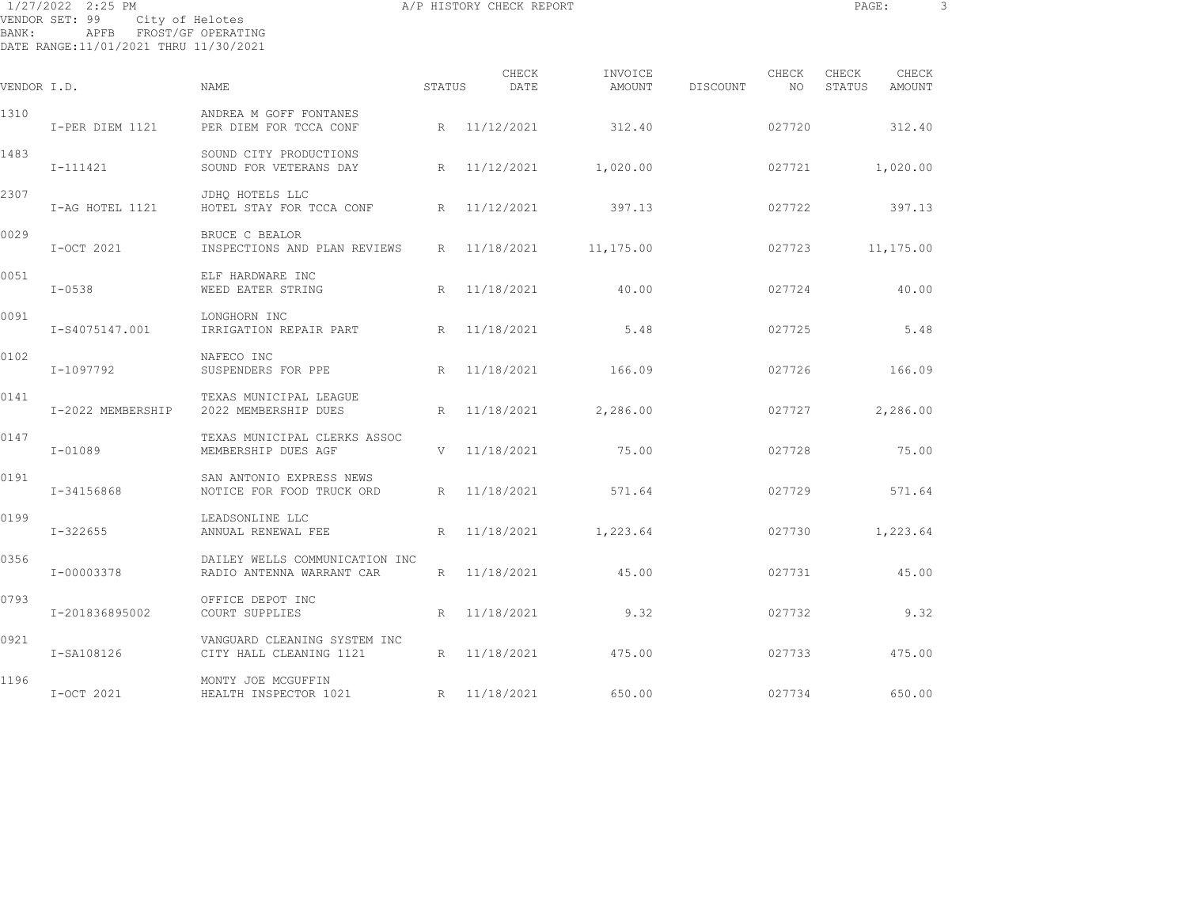1/27/2022 2:25 PM A/P HISTORY CHECK REPORT

VENDOR SET: 99 City of Helotes
BANK: APFB FROST/GF OPERATING
DATE RANGE:11/01/2021 THRU 11/30/2021

| VENDOR I.D. | | NAME | STATUS | CHECK DATE | INVOICE AMOUNT | DISCOUNT | CHECK NO | CHECK STATUS | CHECK AMOUNT |
|---|---|---|---|---|---|---|---|---|---|
| 1310 | | ANDREA M GOFF FONTANES | | | | | | | |
| | I-PER DIEM 1121 | PER DIEM FOR TCCA CONF | R | 11/12/2021 | 312.40 | | 027720 | | 312.40 |
| 1483 | | SOUND CITY PRODUCTIONS | | | | | | | |
| | I-111421 | SOUND FOR VETERANS DAY | R | 11/12/2021 | 1,020.00 | | 027721 | | 1,020.00 |
| 2307 | | JDHQ HOTELS LLC | | | | | | | |
| | I-AG HOTEL 1121 | HOTEL STAY FOR TCCA CONF | R | 11/12/2021 | 397.13 | | 027722 | | 397.13 |
| 0029 | | BRUCE C BEALOR | | | | | | | |
| | I-OCT 2021 | INSPECTIONS AND PLAN REVIEWS | R | 11/18/2021 | 11,175.00 | | 027723 | | 11,175.00 |
| 0051 | | ELF HARDWARE INC | | | | | | | |
| | I-0538 | WEED EATER STRING | R | 11/18/2021 | 40.00 | | 027724 | | 40.00 |
| 0091 | | LONGHORN INC | | | | | | | |
| | I-S4075147.001 | IRRIGATION REPAIR PART | R | 11/18/2021 | 5.48 | | 027725 | | 5.48 |
| 0102 | | NAFECO INC | | | | | | | |
| | I-1097792 | SUSPENDERS FOR PPE | R | 11/18/2021 | 166.09 | | 027726 | | 166.09 |
| 0141 | | TEXAS MUNICIPAL LEAGUE | | | | | | | |
| | I-2022 MEMBERSHIP | 2022 MEMBERSHIP DUES | R | 11/18/2021 | 2,286.00 | | 027727 | | 2,286.00 |
| 0147 | | TEXAS MUNICIPAL CLERKS ASSOC | | | | | | | |
| | I-01089 | MEMBERSHIP DUES AGF | V | 11/18/2021 | 75.00 | | 027728 | | 75.00 |
| 0191 | | SAN ANTONIO EXPRESS NEWS | | | | | | | |
| | I-34156868 | NOTICE FOR FOOD TRUCK ORD | R | 11/18/2021 | 571.64 | | 027729 | | 571.64 |
| 0199 | | LEADSONLINE LLC | | | | | | | |
| | I-322655 | ANNUAL RENEWAL FEE | R | 11/18/2021 | 1,223.64 | | 027730 | | 1,223.64 |
| 0356 | | DAILEY WELLS COMMUNICATION INC | | | | | | | |
| | I-00003378 | RADIO ANTENNA WARRANT CAR | R | 11/18/2021 | 45.00 | | 027731 | | 45.00 |
| 0793 | | OFFICE DEPOT INC | | | | | | | |
| | I-201836895002 | COURT SUPPLIES | R | 11/18/2021 | 9.32 | | 027732 | | 9.32 |
| 0921 | | VANGUARD CLEANING SYSTEM INC | | | | | | | |
| | I-SA108126 | CITY HALL CLEANING 1121 | R | 11/18/2021 | 475.00 | | 027733 | | 475.00 |
| 1196 | | MONTY JOE MCGUFFIN | | | | | | | |
| | I-OCT 2021 | HEALTH INSPECTOR 1021 | R | 11/18/2021 | 650.00 | | 027734 | | 650.00 |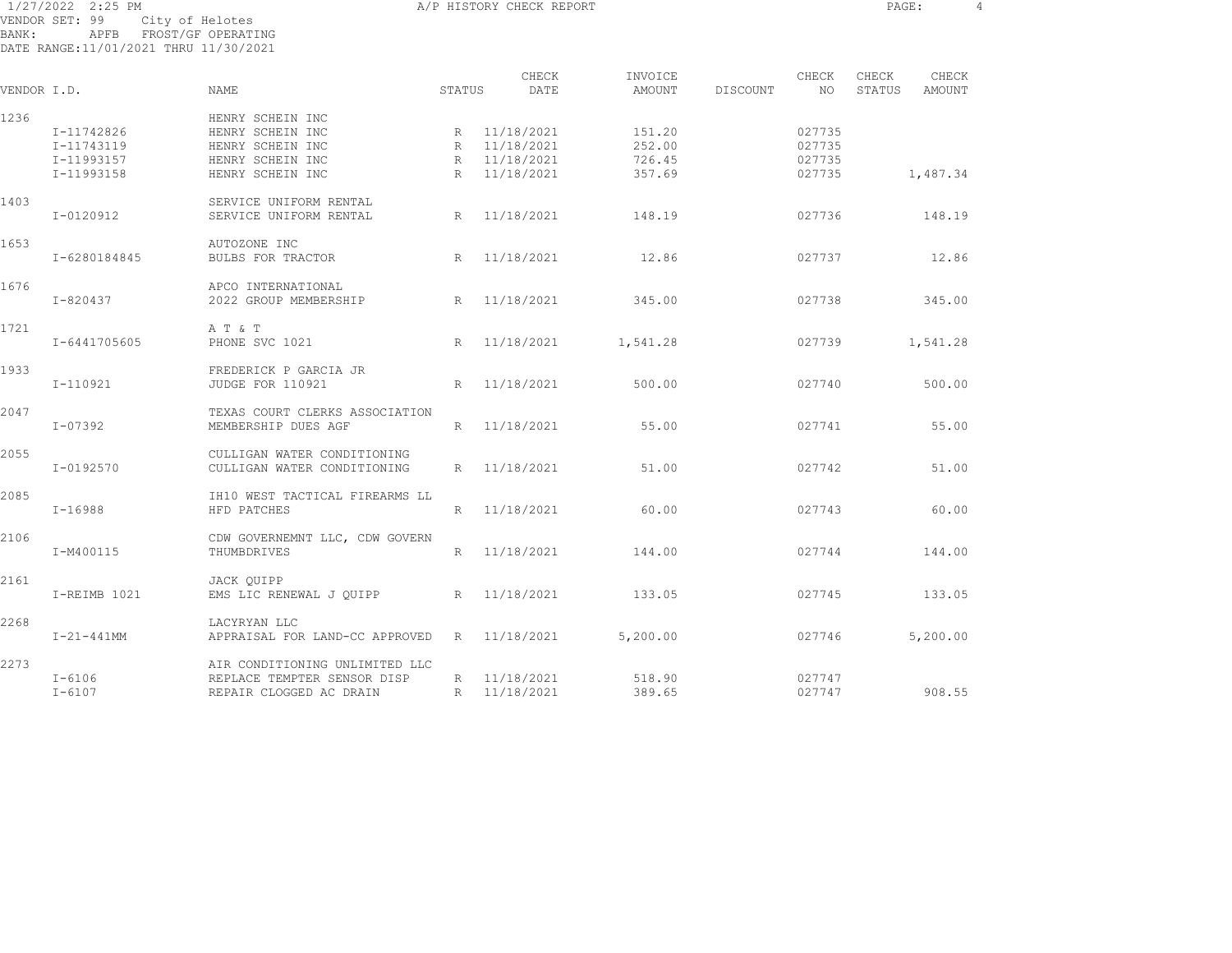1/27/2022 2:25 PM A/P HISTORY CHECK REPORT

VENDOR SET: 99 City of Helotes
BANK: APFB FROST/GF OPERATING
DATE RANGE:11/01/2021 THRU 11/30/2021

| VENDOR I.D. | NAME | STATUS | CHECK DATE | INVOICE AMOUNT | DISCOUNT | CHECK NO | CHECK STATUS | CHECK AMOUNT |
|---|---|---|---|---|---|---|---|---|
| 1236 | HENRY SCHEIN INC | | | | | | | |
| I-11742826 | HENRY SCHEIN INC | R | 11/18/2021 | 151.20 | | 027735 | | |
| I-11743119 | HENRY SCHEIN INC | R | 11/18/2021 | 252.00 | | 027735 | | |
| I-11993157 | HENRY SCHEIN INC | R | 11/18/2021 | 726.45 | | 027735 | | |
| I-11993158 | HENRY SCHEIN INC | R | 11/18/2021 | 357.69 | | 027735 | | 1,487.34 |
| 1403 | SERVICE UNIFORM RENTAL | | | | | | | |
| I-0120912 | SERVICE UNIFORM RENTAL | R | 11/18/2021 | 148.19 | | 027736 | | 148.19 |
| 1653 | AUTOZONE INC | | | | | | | |
| I-6280184845 | BULBS FOR TRACTOR | R | 11/18/2021 | 12.86 | | 027737 | | 12.86 |
| 1676 | APCO INTERNATIONAL | | | | | | | |
| I-820437 | 2022 GROUP MEMBERSHIP | R | 11/18/2021 | 345.00 | | 027738 | | 345.00 |
| 1721 | A T & T | | | | | | | |
| I-6441705605 | PHONE SVC 1021 | R | 11/18/2021 | 1,541.28 | | 027739 | | 1,541.28 |
| 1933 | FREDERICK P GARCIA JR | | | | | | | |
| I-110921 | JUDGE FOR 110921 | R | 11/18/2021 | 500.00 | | 027740 | | 500.00 |
| 2047 | TEXAS COURT CLERKS ASSOCIATION | | | | | | | |
| I-07392 | MEMBERSHIP DUES AGF | R | 11/18/2021 | 55.00 | | 027741 | | 55.00 |
| 2055 | CULLIGAN WATER CONDITIONING | | | | | | | |
| I-0192570 | CULLIGAN WATER CONDITIONING | R | 11/18/2021 | 51.00 | | 027742 | | 51.00 |
| 2085 | IH10 WEST TACTICAL FIREARMS LL | | | | | | | |
| I-16988 | HFD PATCHES | R | 11/18/2021 | 60.00 | | 027743 | | 60.00 |
| 2106 | CDW GOVERNEMNT LLC, CDW GOVERN | | | | | | | |
| I-M400115 | THUMBDRIVES | R | 11/18/2021 | 144.00 | | 027744 | | 144.00 |
| 2161 | JACK QUIPP | | | | | | | |
| I-REIMB 1021 | EMS LIC RENEWAL J QUIPP | R | 11/18/2021 | 133.05 | | 027745 | | 133.05 |
| 2268 | LACYRYAN LLC | | | | | | | |
| I-21-441MM | APPRAISAL FOR LAND-CC APPROVED | R | 11/18/2021 | 5,200.00 | | 027746 | | 5,200.00 |
| 2273 | AIR CONDITIONING UNLIMITED LLC | | | | | | | |
| I-6106 | REPLACE TEMPTER SENSOR DISP | R | 11/18/2021 | 518.90 | | 027747 | | |
| I-6107 | REPAIR CLOGGED AC DRAIN | R | 11/18/2021 | 389.65 | | 027747 | | 908.55 |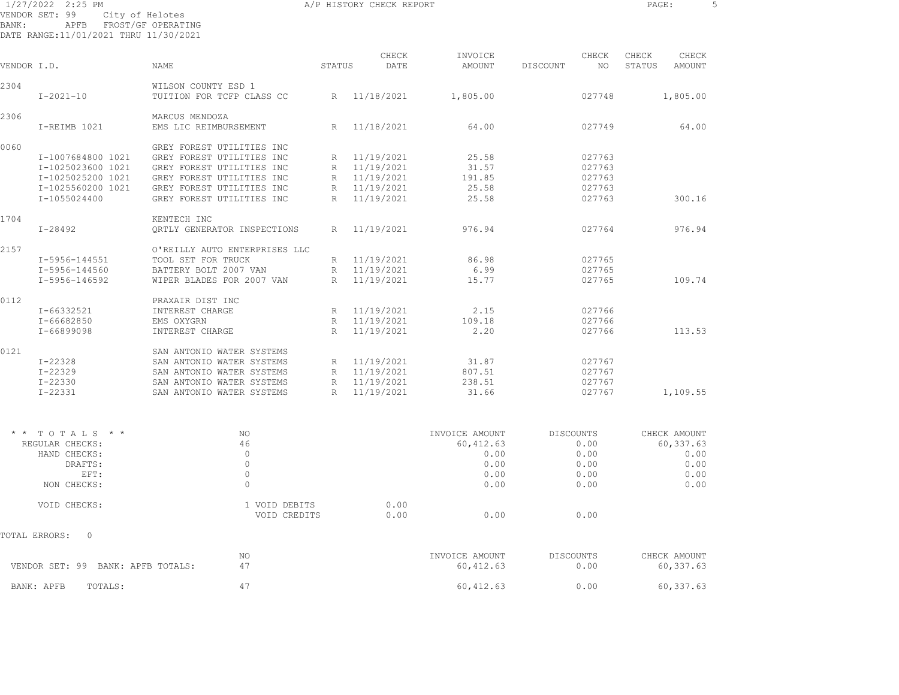1/27/2022 2:25 PM — A/P HISTORY CHECK REPORT

VENDOR SET: 99 City of Helotes
BANK: APFB FROST/GF OPERATING
DATE RANGE: 11/01/2021 THRU 11/30/2021

| VENDOR I.D. | NAME | STATUS | CHECK DATE | INVOICE AMOUNT | DISCOUNT | CHECK NO | CHECK STATUS | CHECK AMOUNT |
|---|---|---|---|---|---|---|---|---|
| 2304 | WILSON COUNTY ESD 1 | | | | | | | |
| I-2021-10 | TUITION FOR TCFP CLASS CC | R | 11/18/2021 | 1,805.00 | | 027748 | | 1,805.00 |
| 2306 | MARCUS MENDOZA | | | | | | | |
| I-REIMB 1021 | EMS LIC REIMBURSEMENT | R | 11/18/2021 | 64.00 | | 027749 | | 64.00 |
| 0060 | GREY FOREST UTILITIES INC | | | | | | | |
| I-1007684800 1021 | GREY FOREST UTILITIES INC | R | 11/19/2021 | 25.58 | | 027763 | | |
| I-1025023600 1021 | GREY FOREST UTILITIES INC | R | 11/19/2021 | 31.57 | | 027763 | | |
| I-1025025200 1021 | GREY FOREST UTILITIES INC | R | 11/19/2021 | 191.85 | | 027763 | | |
| I-1025560200 1021 | GREY FOREST UTILITIES INC | R | 11/19/2021 | 25.58 | | 027763 | | |
| I-1055024400 | GREY FOREST UTILITIES INC | R | 11/19/2021 | 25.58 | | 027763 | | 300.16 |
| 1704 | KENTECH INC | | | | | | | |
| I-28492 | QRTLY GENERATOR INSPECTIONS | R | 11/19/2021 | 976.94 | | 027764 | | 976.94 |
| 2157 | O'REILLY AUTO ENTERPRISES LLC | | | | | | | |
| I-5956-144551 | TOOL SET FOR TRUCK | R | 11/19/2021 | 86.98 | | 027765 | | |
| I-5956-144560 | BATTERY BOLT 2007 VAN | R | 11/19/2021 | 6.99 | | 027765 | | |
| I-5956-146592 | WIPER BLADES FOR 2007 VAN | R | 11/19/2021 | 15.77 | | 027765 | | 109.74 |
| 0112 | PRAXAIR DIST INC | | | | | | | |
| I-66332521 | INTEREST CHARGE | R | 11/19/2021 | 2.15 | | 027766 | | |
| I-66682850 | EMS OXYGRN | R | 11/19/2021 | 109.18 | | 027766 | | |
| I-66899098 | INTEREST CHARGE | R | 11/19/2021 | 2.20 | | 027766 | | 113.53 |
| 0121 | SAN ANTONIO WATER SYSTEMS | | | | | | | |
| I-22328 | SAN ANTONIO WATER SYSTEMS | R | 11/19/2021 | 31.87 | | 027767 | | |
| I-22329 | SAN ANTONIO WATER SYSTEMS | R | 11/19/2021 | 807.51 | | 027767 | | |
| I-22330 | SAN ANTONIO WATER SYSTEMS | R | 11/19/2021 | 238.51 | | 027767 | | |
| I-22331 | SAN ANTONIO WATER SYSTEMS | R | 11/19/2021 | 31.66 | | 027767 | | 1,109.55 |

| * * TOTALS * * | NO | | INVOICE AMOUNT | DISCOUNTS | CHECK AMOUNT |
|---|---|---|---|---|---|
| REGULAR CHECKS: | 46 | | 60,412.63 | 0.00 | 60,337.63 |
| HAND CHECKS: | 0 | | 0.00 | 0.00 | 0.00 |
| DRAFTS: | 0 | | 0.00 | 0.00 | 0.00 |
| EFT: | 0 | | 0.00 | 0.00 | 0.00 |
| NON CHECKS: | 0 | | 0.00 | 0.00 | 0.00 |
| VOID CHECKS: | 1 VOID DEBITS | 0.00 | | | |
| | VOID CREDITS | 0.00 | 0.00 | 0.00 | |

TOTAL ERRORS: 0

| | NO | INVOICE AMOUNT | DISCOUNTS | CHECK AMOUNT |
|---|---|---|---|---|
| VENDOR SET: 99 BANK: APFB TOTALS: | 47 | 60,412.63 | 0.00 | 60,337.63 |
| BANK: APFB TOTALS: | 47 | 60,412.63 | 0.00 | 60,337.63 |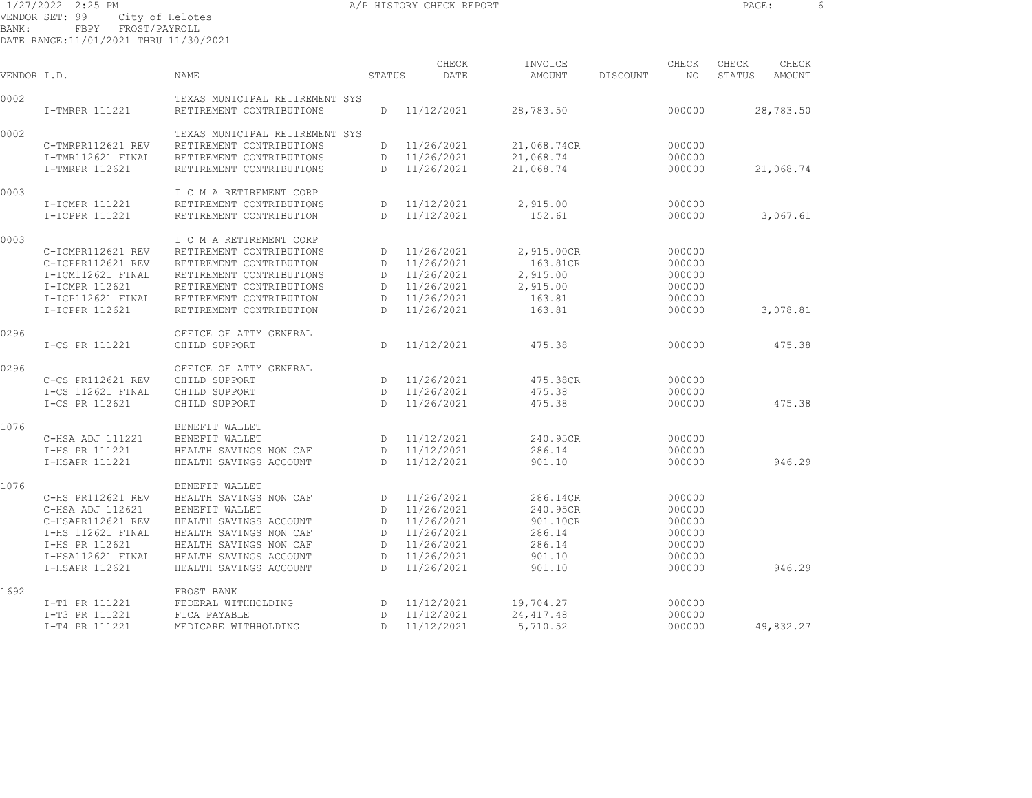1/27/2022 2:25 PM A/P HISTORY CHECK REPORT

VENDOR SET: 99 City of Helotes
BANK: FBPY FROST/PAYROLL
DATE RANGE:11/01/2021 THRU 11/30/2021

| VENDOR I.D. | NAME | STATUS | CHECK DATE | INVOICE AMOUNT | DISCOUNT | CHECK NO | CHECK STATUS | CHECK AMOUNT |
|---|---|---|---|---|---|---|---|---|
| 0002 | TEXAS MUNICIPAL RETIREMENT SYS | | | | | | | |
| I-TMRPR 111221 | RETIREMENT CONTRIBUTIONS | D | 11/12/2021 | 28,783.50 | | 000000 | | 28,783.50 |
| 0002 | TEXAS MUNICIPAL RETIREMENT SYS | | | | | | | |
| C-TMRPR112621 REV | RETIREMENT CONTRIBUTIONS | D | 11/26/2021 | 21,068.74CR | | 000000 | | |
| I-TMR112621 FINAL | RETIREMENT CONTRIBUTIONS | D | 11/26/2021 | 21,068.74 | | 000000 | | |
| I-TMRPR 112621 | RETIREMENT CONTRIBUTIONS | D | 11/26/2021 | 21,068.74 | | 000000 | | 21,068.74 |
| 0003 | I C M A RETIREMENT CORP | | | | | | | |
| I-ICMPR 111221 | RETIREMENT CONTRIBUTIONS | D | 11/12/2021 | 2,915.00 | | 000000 | | |
| I-ICPPR 111221 | RETIREMENT CONTRIBUTION | D | 11/12/2021 | 152.61 | | 000000 | | 3,067.61 |
| 0003 | I C M A RETIREMENT CORP | | | | | | | |
| C-ICMPR112621 REV | RETIREMENT CONTRIBUTIONS | D | 11/26/2021 | 2,915.00CR | | 000000 | | |
| C-ICPPR112621 REV | RETIREMENT CONTRIBUTION | D | 11/26/2021 | 163.81CR | | 000000 | | |
| I-ICM112621 FINAL | RETIREMENT CONTRIBUTIONS | D | 11/26/2021 | 2,915.00 | | 000000 | | |
| I-ICMPR 112621 | RETIREMENT CONTRIBUTIONS | D | 11/26/2021 | 2,915.00 | | 000000 | | |
| I-ICP112621 FINAL | RETIREMENT CONTRIBUTION | D | 11/26/2021 | 163.81 | | 000000 | | |
| I-ICPPR 112621 | RETIREMENT CONTRIBUTION | D | 11/26/2021 | 163.81 | | 000000 | | 3,078.81 |
| 0296 | OFFICE OF ATTY GENERAL | | | | | | | |
| I-CS PR 111221 | CHILD SUPPORT | D | 11/12/2021 | 475.38 | | 000000 | | 475.38 |
| 0296 | OFFICE OF ATTY GENERAL | | | | | | | |
| C-CS PR112621 REV | CHILD SUPPORT | D | 11/26/2021 | 475.38CR | | 000000 | | |
| I-CS 112621 FINAL | CHILD SUPPORT | D | 11/26/2021 | 475.38 | | 000000 | | |
| I-CS PR 112621 | CHILD SUPPORT | D | 11/26/2021 | 475.38 | | 000000 | | 475.38 |
| 1076 | BENEFIT WALLET | | | | | | | |
| C-HSA ADJ 111221 | BENEFIT WALLET | D | 11/12/2021 | 240.95CR | | 000000 | | |
| I-HS PR 111221 | HEALTH SAVINGS NON CAF | D | 11/12/2021 | 286.14 | | 000000 | | |
| I-HSAPR 111221 | HEALTH SAVINGS ACCOUNT | D | 11/12/2021 | 901.10 | | 000000 | | 946.29 |
| 1076 | BENEFIT WALLET | | | | | | | |
| C-HS PR112621 REV | HEALTH SAVINGS NON CAF | D | 11/26/2021 | 286.14CR | | 000000 | | |
| C-HSA ADJ 112621 | BENEFIT WALLET | D | 11/26/2021 | 240.95CR | | 000000 | | |
| C-HSAPR112621 REV | HEALTH SAVINGS ACCOUNT | D | 11/26/2021 | 901.10CR | | 000000 | | |
| I-HS 112621 FINAL | HEALTH SAVINGS NON CAF | D | 11/26/2021 | 286.14 | | 000000 | | |
| I-HS PR 112621 | HEALTH SAVINGS NON CAF | D | 11/26/2021 | 286.14 | | 000000 | | |
| I-HSA112621 FINAL | HEALTH SAVINGS ACCOUNT | D | 11/26/2021 | 901.10 | | 000000 | | |
| I-HSAPR 112621 | HEALTH SAVINGS ACCOUNT | D | 11/26/2021 | 901.10 | | 000000 | | 946.29 |
| 1692 | FROST BANK | | | | | | | |
| I-T1 PR 111221 | FEDERAL WITHHOLDING | D | 11/12/2021 | 19,704.27 | | 000000 | | |
| I-T3 PR 111221 | FICA PAYABLE | D | 11/12/2021 | 24,417.48 | | 000000 | | |
| I-T4 PR 111221 | MEDICARE WITHHOLDING | D | 11/12/2021 | 5,710.52 | | 000000 | | 49,832.27 |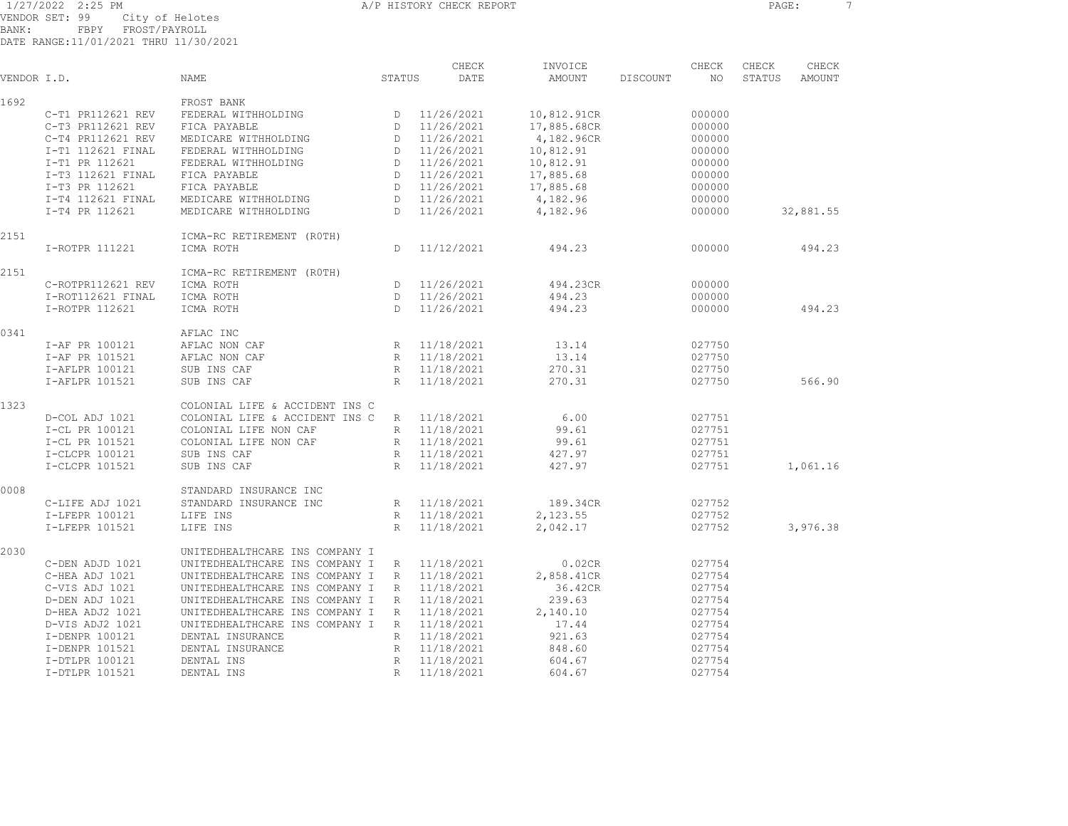1/27/2022 2:25 PM A/P HISTORY CHECK REPORT
VENDOR SET: 99 City of Helotes
BANK: FBPY FROST/PAYROLL
DATE RANGE:11/01/2021 THRU 11/30/2021

| VENDOR I.D. | | NAME | STATUS | CHECK DATE | INVOICE AMOUNT | DISCOUNT | CHECK NO | CHECK STATUS | CHECK AMOUNT |
|---|---|---|---|---|---|---|---|---|---|
| 1692 | | FROST BANK | | | | | | | |
| | C-T1 PR112621 REV | FEDERAL WITHHOLDING | D | 11/26/2021 | 10,812.91CR | | 000000 | | |
| | C-T3 PR112621 REV | FICA PAYABLE | D | 11/26/2021 | 17,885.68CR | | 000000 | | |
| | C-T4 PR112621 REV | MEDICARE WITHHOLDING | D | 11/26/2021 | 4,182.96CR | | 000000 | | |
| | I-T1 112621 FINAL | FEDERAL WITHHOLDING | D | 11/26/2021 | 10,812.91 | | 000000 | | |
| | I-T1 PR 112621 | FEDERAL WITHHOLDING | D | 11/26/2021 | 10,812.91 | | 000000 | | |
| | I-T3 112621 FINAL | FICA PAYABLE | D | 11/26/2021 | 17,885.68 | | 000000 | | |
| | I-T3 PR 112621 | FICA PAYABLE | D | 11/26/2021 | 17,885.68 | | 000000 | | |
| | I-T4 112621 FINAL | MEDICARE WITHHOLDING | D | 11/26/2021 | 4,182.96 | | 000000 | | |
| | I-T4 PR 112621 | MEDICARE WITHHOLDING | D | 11/26/2021 | 4,182.96 | | 000000 | | 32,881.55 |
| 2151 | | ICMA-RC RETIREMENT (R0TH) | | | | | | | |
| | I-ROTPR 111221 | ICMA ROTH | D | 11/12/2021 | 494.23 | | 000000 | | 494.23 |
| 2151 | | ICMA-RC RETIREMENT (R0TH) | | | | | | | |
| | C-ROTPR112621 REV | ICMA ROTH | D | 11/26/2021 | 494.23CR | | 000000 | | |
| | I-ROT112621 FINAL | ICMA ROTH | D | 11/26/2021 | 494.23 | | 000000 | | |
| | I-ROTPR 112621 | ICMA ROTH | D | 11/26/2021 | 494.23 | | 000000 | | 494.23 |
| 0341 | | AFLAC INC | | | | | | | |
| | I-AF PR 100121 | AFLAC NON CAF | R | 11/18/2021 | 13.14 | | 027750 | | |
| | I-AF PR 101521 | AFLAC NON CAF | R | 11/18/2021 | 13.14 | | 027750 | | |
| | I-AFLPR 100121 | SUB INS CAF | R | 11/18/2021 | 270.31 | | 027750 | | |
| | I-AFLPR 101521 | SUB INS CAF | R | 11/18/2021 | 270.31 | | 027750 | | 566.90 |
| 1323 | | COLONIAL LIFE & ACCIDENT INS C | | | | | | | |
| | D-COL ADJ 1021 | COLONIAL LIFE & ACCIDENT INS C | R | 11/18/2021 | 6.00 | | 027751 | | |
| | I-CL PR 100121 | COLONIAL LIFE NON CAF | R | 11/18/2021 | 99.61 | | 027751 | | |
| | I-CL PR 101521 | COLONIAL LIFE NON CAF | R | 11/18/2021 | 99.61 | | 027751 | | |
| | I-CLCPR 100121 | SUB INS CAF | R | 11/18/2021 | 427.97 | | 027751 | | |
| | I-CLCPR 101521 | SUB INS CAF | R | 11/18/2021 | 427.97 | | 027751 | | 1,061.16 |
| 0008 | | STANDARD INSURANCE INC | | | | | | | |
| | C-LIFE ADJ 1021 | STANDARD INSURANCE INC | R | 11/18/2021 | 189.34CR | | 027752 | | |
| | I-LFEPR 100121 | LIFE INS | R | 11/18/2021 | 2,123.55 | | 027752 | | |
| | I-LFEPR 101521 | LIFE INS | R | 11/18/2021 | 2,042.17 | | 027752 | | 3,976.38 |
| 2030 | | UNITEDHEALTHCARE INS COMPANY I | | | | | | | |
| | C-DEN ADJD 1021 | UNITEDHEALTHCARE INS COMPANY I | R | 11/18/2021 | 0.02CR | | 027754 | | |
| | C-HEA ADJ 1021 | UNITEDHEALTHCARE INS COMPANY I | R | 11/18/2021 | 2,858.41CR | | 027754 | | |
| | C-VIS ADJ 1021 | UNITEDHEALTHCARE INS COMPANY I | R | 11/18/2021 | 36.42CR | | 027754 | | |
| | D-DEN ADJ 1021 | UNITEDHEALTHCARE INS COMPANY I | R | 11/18/2021 | 239.63 | | 027754 | | |
| | D-HEA ADJ2 1021 | UNITEDHEALTHCARE INS COMPANY I | R | 11/18/2021 | 2,140.10 | | 027754 | | |
| | D-VIS ADJ2 1021 | UNITEDHEALTHCARE INS COMPANY I | R | 11/18/2021 | 17.44 | | 027754 | | |
| | I-DENPR 100121 | DENTAL INSURANCE | R | 11/18/2021 | 921.63 | | 027754 | | |
| | I-DENPR 101521 | DENTAL INSURANCE | R | 11/18/2021 | 848.60 | | 027754 | | |
| | I-DTLPR 100121 | DENTAL INS | R | 11/18/2021 | 604.67 | | 027754 | | |
| | I-DTLPR 101521 | DENTAL INS | R | 11/18/2021 | 604.67 | | 027754 | | |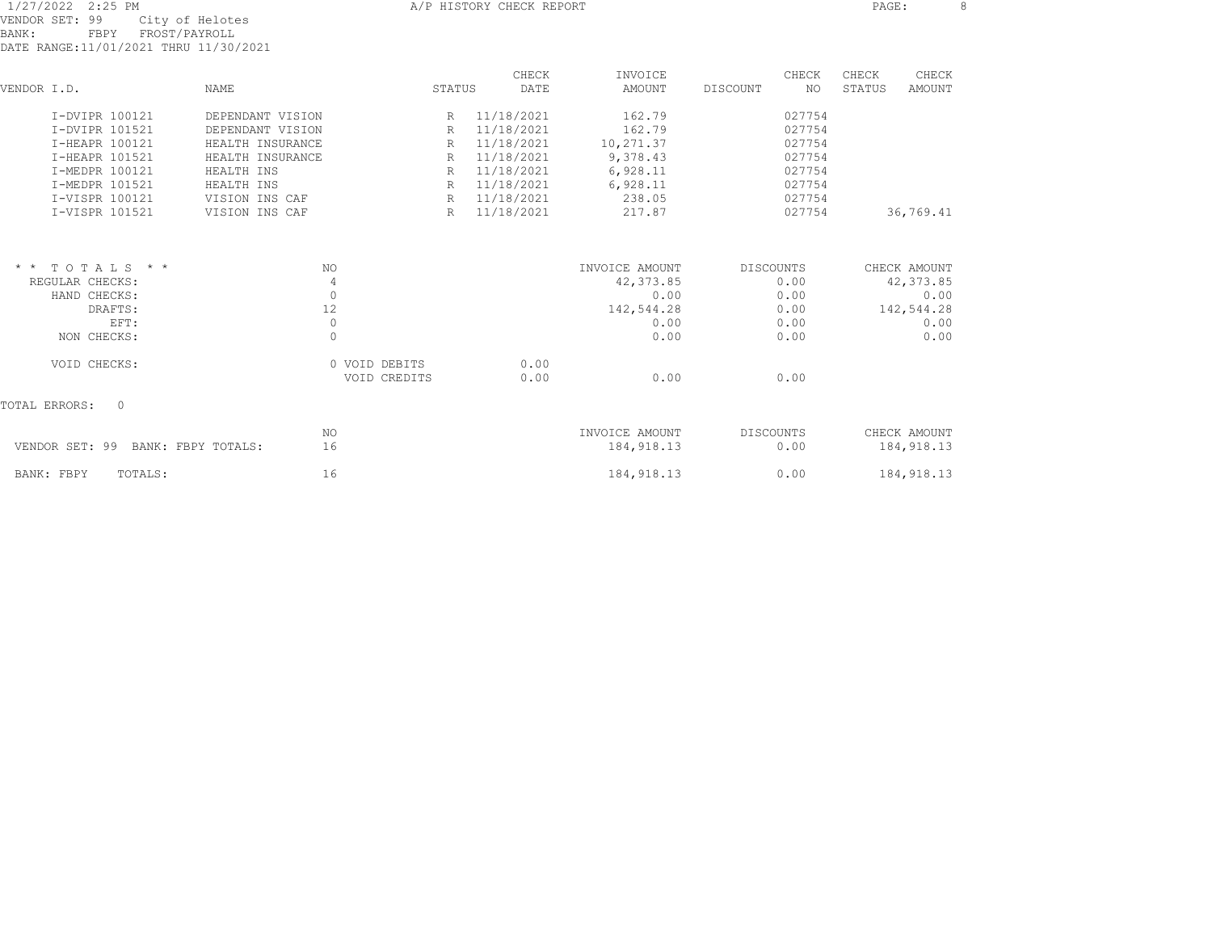1/27/2022 2:25 PM A/P HISTORY CHECK REPORT
VENDOR SET: 99 City of Helotes
BANK: FBPY FROST/PAYROLL
DATE RANGE:11/01/2021 THRU 11/30/2021

| VENDOR I.D. | NAME | STATUS | CHECK DATE | INVOICE AMOUNT | DISCOUNT | CHECK NO | CHECK STATUS | CHECK AMOUNT |
|---|---|---|---|---|---|---|---|---|
| I-DVIPR 100121 | DEPENDANT VISION | R | 11/18/2021 | 162.79 | | 027754 | | |
| I-DVIPR 101521 | DEPENDANT VISION | R | 11/18/2021 | 162.79 | | 027754 | | |
| I-HEAPR 100121 | HEALTH INSURANCE | R | 11/18/2021 | 10,271.37 | | 027754 | | |
| I-HEAPR 101521 | HEALTH INSURANCE | R | 11/18/2021 | 9,378.43 | | 027754 | | |
| I-MEDPR 100121 | HEALTH INS | R | 11/18/2021 | 6,928.11 | | 027754 | | |
| I-MEDPR 101521 | HEALTH INS | R | 11/18/2021 | 6,928.11 | | 027754 | | |
| I-VISPR 100121 | VISION INS CAF | R | 11/18/2021 | 238.05 | | 027754 | | |
| I-VISPR 101521 | VISION INS CAF | R | 11/18/2021 | 217.87 | | 027754 | | 36,769.41 |

| * * TOTALS * * | NO | | | INVOICE AMOUNT | DISCOUNTS | CHECK AMOUNT |
|---|---|---|---|---|---|---|
| REGULAR CHECKS: | 4 | | | 42,373.85 | 0.00 | 42,373.85 |
| HAND CHECKS: | 0 | | | 0.00 | 0.00 | 0.00 |
| DRAFTS: | 12 | | | 142,544.28 | 0.00 | 142,544.28 |
| EFT: | 0 | | | 0.00 | 0.00 | 0.00 |
| NON CHECKS: | 0 | | | 0.00 | 0.00 | 0.00 |
| VOID CHECKS: | 0 | VOID DEBITS | 0.00 | | | |
| | | VOID CREDITS | 0.00 | 0.00 | 0.00 | |

TOTAL ERRORS: 0

| | NO | INVOICE AMOUNT | DISCOUNTS | CHECK AMOUNT |
|---|---|---|---|---|
| VENDOR SET: 99 BANK: FBPY TOTALS: | 16 | 184,918.13 | 0.00 | 184,918.13 |
| BANK: FBPY TOTALS: | 16 | 184,918.13 | 0.00 | 184,918.13 |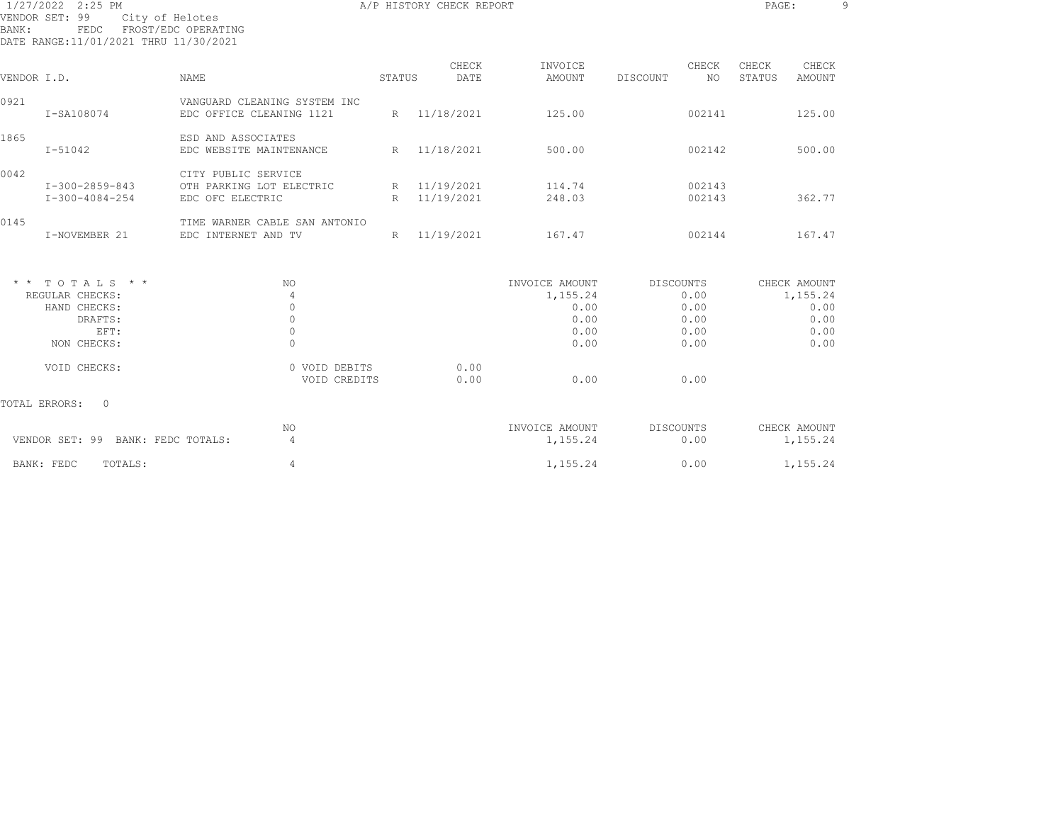1/27/2022 2:25 PM

A/P HISTORY CHECK REPORT

VENDOR SET: 99 City of Helotes
BANK: FEDC FROST/EDC OPERATING
DATE RANGE: 11/01/2021 THRU 11/30/2021

| VENDOR I.D. | NAME | STATUS | CHECK DATE | INVOICE AMOUNT | DISCOUNT | CHECK NO | CHECK STATUS | CHECK AMOUNT |
|---|---|---|---|---|---|---|---|---|
| 0921 | VANGUARD CLEANING SYSTEM INC | | | | | | | |
| I-SA108074 | EDC OFFICE CLEANING 1121 | R | 11/18/2021 | 125.00 | | 002141 | | 125.00 |
| 1865 | ESD AND ASSOCIATES | | | | | | | |
| I-51042 | EDC WEBSITE MAINTENANCE | R | 11/18/2021 | 500.00 | | 002142 | | 500.00 |
| 0042 | CITY PUBLIC SERVICE | | | | | | | |
| I-300-2859-843 | OTH PARKING LOT ELECTRIC | R | 11/19/2021 | 114.74 | | 002143 | | |
| I-300-4084-254 | EDC OFC ELECTRIC | R | 11/19/2021 | 248.03 | | 002143 | | 362.77 |
| 0145 | TIME WARNER CABLE SAN ANTONIO | | | | | | | |
| I-NOVEMBER 21 | EDC INTERNET AND TV | R | 11/19/2021 | 167.47 | | 002144 | | 167.47 |

| * * TOTALS * * | NO | | | INVOICE AMOUNT | DISCOUNTS | CHECK AMOUNT |
|---|---|---|---|---|---|---|
| REGULAR CHECKS: | 4 | | | 1,155.24 | 0.00 | 1,155.24 |
| HAND CHECKS: | 0 | | | 0.00 | 0.00 | 0.00 |
| DRAFTS: | 0 | | | 0.00 | 0.00 | 0.00 |
| EFT: | 0 | | | 0.00 | 0.00 | 0.00 |
| NON CHECKS: | 0 | | | 0.00 | 0.00 | 0.00 |
| VOID CHECKS: | 0 | VOID DEBITS | 0.00 | | | |
| | | VOID CREDITS | 0.00 | 0.00 | 0.00 | |

TOTAL ERRORS: 0

| | NO | INVOICE AMOUNT | DISCOUNTS | CHECK AMOUNT |
|---|---|---|---|---|
| VENDOR SET: 99 BANK: FEDC TOTALS: | 4 | 1,155.24 | 0.00 | 1,155.24 |
| BANK: FEDC TOTALS: | 4 | 1,155.24 | 0.00 | 1,155.24 |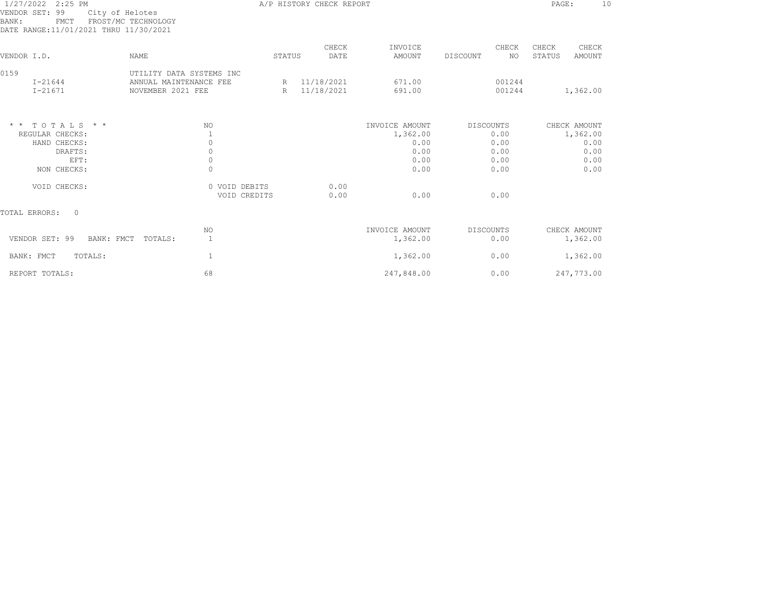1/27/2022 2:25 PM A/P HISTORY CHECK REPORT

VENDOR SET: 99 City of Helotes
BANK: FMCT FROST/MC TECHNOLOGY
DATE RANGE:11/01/2021 THRU 11/30/2021

| VENDOR I.D. | NAME | STATUS | CHECK DATE | INVOICE AMOUNT | DISCOUNT | CHECK NO | CHECK STATUS | CHECK AMOUNT |
|---|---|---|---|---|---|---|---|---|
| 0159 | UTILITY DATA SYSTEMS INC | | | | | | | |
| I-21644 | ANNUAL MAINTENANCE FEE | R | 11/18/2021 | 671.00 | | 001244 | | |
| I-21671 | NOVEMBER 2021 FEE | R | 11/18/2021 | 691.00 | | 001244 | | 1,362.00 |

| * * TOTALS * * | NO | | | INVOICE AMOUNT | DISCOUNTS | CHECK AMOUNT |
|---|---|---|---|---|---|---|
| REGULAR CHECKS: | 1 | | | 1,362.00 | 0.00 | 1,362.00 |
| HAND CHECKS: | 0 | | | 0.00 | 0.00 | 0.00 |
| DRAFTS: | 0 | | | 0.00 | 0.00 | 0.00 |
| EFT: | 0 | | | 0.00 | 0.00 | 0.00 |
| NON CHECKS: | 0 | | | 0.00 | 0.00 | 0.00 |
| VOID CHECKS: | 0 | VOID DEBITS | 0.00 | | | |
| | | VOID CREDITS | 0.00 | 0.00 | 0.00 | |

TOTAL ERRORS: 0

| | NO | INVOICE AMOUNT | DISCOUNTS | CHECK AMOUNT |
|---|---|---|---|---|
| VENDOR SET: 99 BANK: FMCT TOTALS: | 1 | 1,362.00 | 0.00 | 1,362.00 |
| BANK: FMCT TOTALS: | 1 | 1,362.00 | 0.00 | 1,362.00 |
| REPORT TOTALS: | 68 | 247,848.00 | 0.00 | 247,773.00 |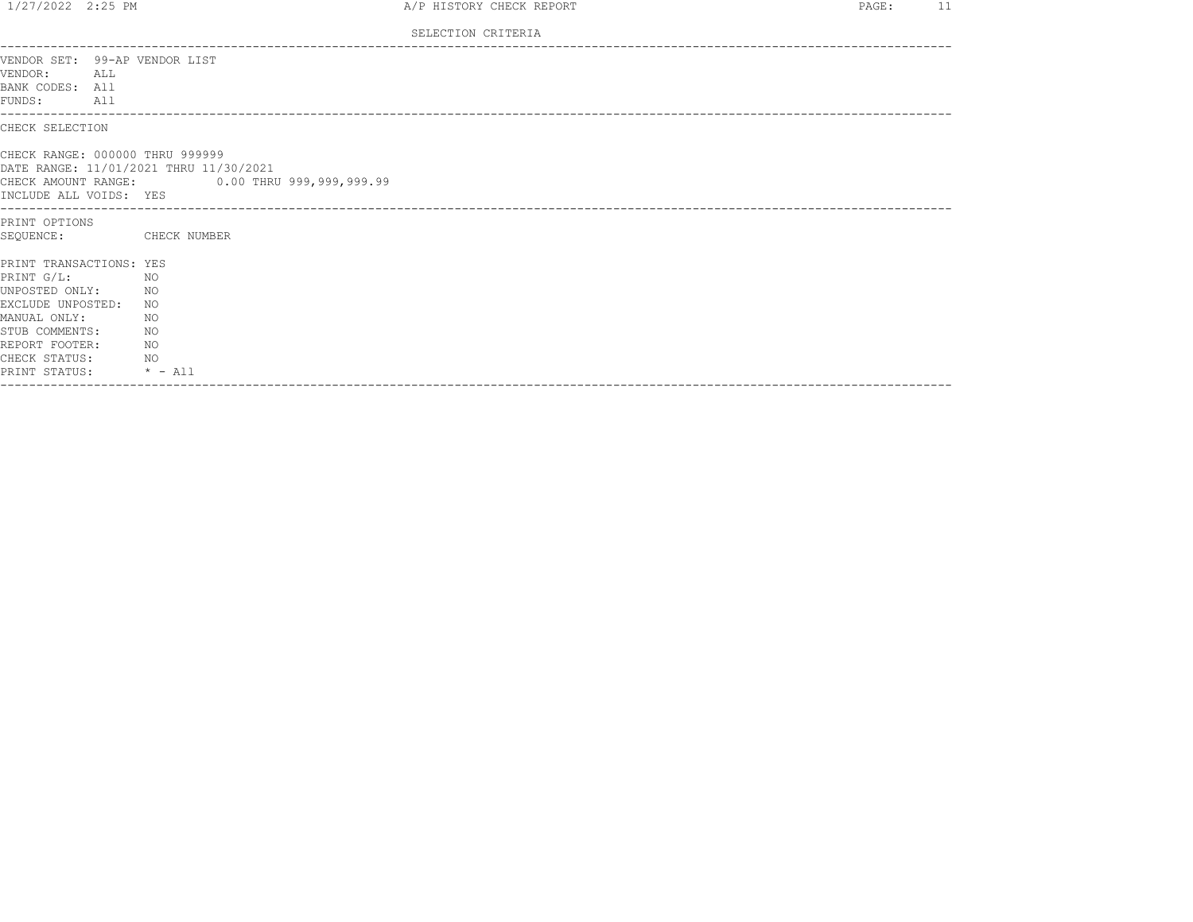SELECTION CRITERIA

VENDOR SET: 99-AP VENDOR LIST
VENDOR: ALL
BANK CODES: All
FUNDS: All

CHECK SELECTION

CHECK RANGE: 000000 THRU 999999
DATE RANGE: 11/01/2021 THRU 11/30/2021
CHECK AMOUNT RANGE: 0.00 THRU 999,999,999.99
INCLUDE ALL VOIDS: YES

PRINT OPTIONS
SEQUENCE: CHECK NUMBER

PRINT TRANSACTIONS: YES
PRINT G/L: NO
UNPOSTED ONLY: NO
EXCLUDE UNPOSTED: NO
MANUAL ONLY: NO
STUB COMMENTS: NO
REPORT FOOTER: NO
CHECK STATUS: NO
PRINT STATUS: * - All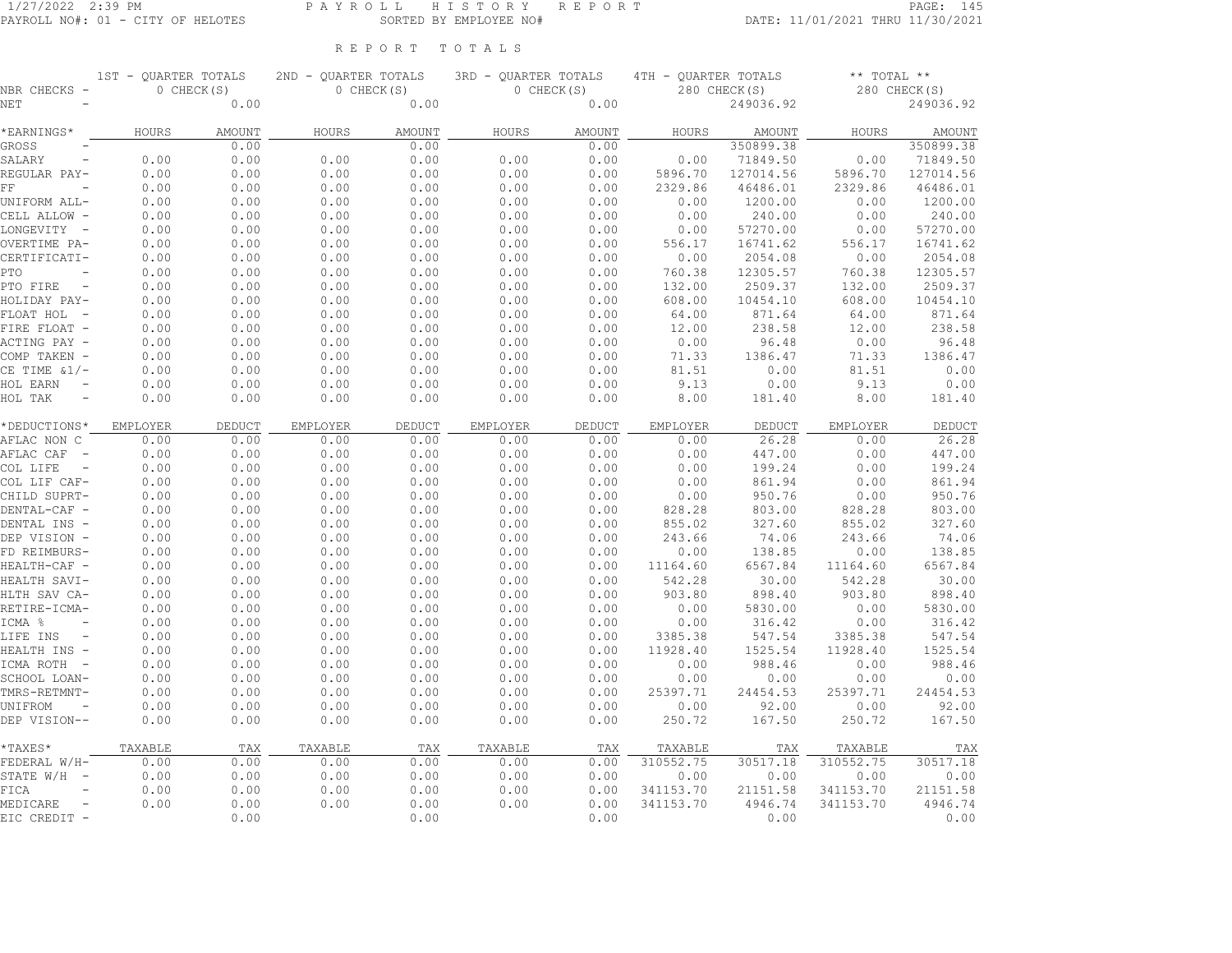# REPORT TOTALS

| | 1ST - QUARTER TOTALS | | 2ND - QUARTER TOTALS | | 3RD - QUARTER TOTALS | | 4TH - QUARTER TOTALS | | ** TOTAL ** | |
|---|---|---|---|---|---|---|---|---|---|---|
| NBR CHECKS - | 0 CHECK(S) | | 0 CHECK(S) | | 0 CHECK(S) | | 280 CHECK(S) | | 280 CHECK(S) | |
| NET - | | 0.00 | | 0.00 | | 0.00 | | 249036.92 | | 249036.92 |
| *EARNINGS* | HOURS | AMOUNT | HOURS | AMOUNT | HOURS | AMOUNT | HOURS | AMOUNT | HOURS | AMOUNT |
| GROSS - | | 0.00 | | 0.00 | | 0.00 | | 350899.38 | | 350899.38 |
| SALARY - | 0.00 | 0.00 | 0.00 | 0.00 | 0.00 | 0.00 | 0.00 | 71849.50 | 0.00 | 71849.50 |
| REGULAR PAY- | 0.00 | 0.00 | 0.00 | 0.00 | 0.00 | 0.00 | 5896.70 | 127014.56 | 5896.70 | 127014.56 |
| FF - | 0.00 | 0.00 | 0.00 | 0.00 | 0.00 | 0.00 | 2329.86 | 46486.01 | 2329.86 | 46486.01 |
| UNIFORM ALL- | 0.00 | 0.00 | 0.00 | 0.00 | 0.00 | 0.00 | 0.00 | 1200.00 | 0.00 | 1200.00 |
| CELL ALLOW - | 0.00 | 0.00 | 0.00 | 0.00 | 0.00 | 0.00 | 0.00 | 240.00 | 0.00 | 240.00 |
| LONGEVITY - | 0.00 | 0.00 | 0.00 | 0.00 | 0.00 | 0.00 | 0.00 | 57270.00 | 0.00 | 57270.00 |
| OVERTIME PA- | 0.00 | 0.00 | 0.00 | 0.00 | 0.00 | 0.00 | 556.17 | 16741.62 | 556.17 | 16741.62 |
| CERTIFICATI- | 0.00 | 0.00 | 0.00 | 0.00 | 0.00 | 0.00 | 0.00 | 2054.08 | 0.00 | 2054.08 |
| PTO - | 0.00 | 0.00 | 0.00 | 0.00 | 0.00 | 0.00 | 760.38 | 12305.57 | 760.38 | 12305.57 |
| PTO FIRE - | 0.00 | 0.00 | 0.00 | 0.00 | 0.00 | 0.00 | 132.00 | 2509.37 | 132.00 | 2509.37 |
| HOLIDAY PAY- | 0.00 | 0.00 | 0.00 | 0.00 | 0.00 | 0.00 | 608.00 | 10454.10 | 608.00 | 10454.10 |
| FLOAT HOL - | 0.00 | 0.00 | 0.00 | 0.00 | 0.00 | 0.00 | 64.00 | 871.64 | 64.00 | 871.64 |
| FIRE FLOAT - | 0.00 | 0.00 | 0.00 | 0.00 | 0.00 | 0.00 | 12.00 | 238.58 | 12.00 | 238.58 |
| ACTING PAY - | 0.00 | 0.00 | 0.00 | 0.00 | 0.00 | 0.00 | 0.00 | 96.48 | 0.00 | 96.48 |
| COMP TAKEN - | 0.00 | 0.00 | 0.00 | 0.00 | 0.00 | 0.00 | 71.33 | 1386.47 | 71.33 | 1386.47 |
| CE TIME &1/- | 0.00 | 0.00 | 0.00 | 0.00 | 0.00 | 0.00 | 81.51 | 0.00 | 81.51 | 0.00 |
| HOL EARN - | 0.00 | 0.00 | 0.00 | 0.00 | 0.00 | 0.00 | 9.13 | 0.00 | 9.13 | 0.00 |
| HOL TAK - | 0.00 | 0.00 | 0.00 | 0.00 | 0.00 | 0.00 | 8.00 | 181.40 | 8.00 | 181.40 |
| *DEDUCTIONS* | EMPLOYER | DEDUCT | EMPLOYER | DEDUCT | EMPLOYER | DEDUCT | EMPLOYER | DEDUCT | EMPLOYER | DEDUCT |
| AFLAC NON C | 0.00 | 0.00 | 0.00 | 0.00 | 0.00 | 0.00 | 0.00 | 26.28 | 0.00 | 26.28 |
| AFLAC CAF - | 0.00 | 0.00 | 0.00 | 0.00 | 0.00 | 0.00 | 0.00 | 447.00 | 0.00 | 447.00 |
| COL LIFE - | 0.00 | 0.00 | 0.00 | 0.00 | 0.00 | 0.00 | 0.00 | 199.24 | 0.00 | 199.24 |
| COL LIF CAF- | 0.00 | 0.00 | 0.00 | 0.00 | 0.00 | 0.00 | 0.00 | 861.94 | 0.00 | 861.94 |
| CHILD SUPRT- | 0.00 | 0.00 | 0.00 | 0.00 | 0.00 | 0.00 | 0.00 | 950.76 | 0.00 | 950.76 |
| DENTAL-CAF - | 0.00 | 0.00 | 0.00 | 0.00 | 0.00 | 0.00 | 828.28 | 803.00 | 828.28 | 803.00 |
| DENTAL INS - | 0.00 | 0.00 | 0.00 | 0.00 | 0.00 | 0.00 | 855.02 | 327.60 | 855.02 | 327.60 |
| DEP VISION - | 0.00 | 0.00 | 0.00 | 0.00 | 0.00 | 0.00 | 243.66 | 74.06 | 243.66 | 74.06 |
| FD REIMBURS- | 0.00 | 0.00 | 0.00 | 0.00 | 0.00 | 0.00 | 0.00 | 138.85 | 0.00 | 138.85 |
| HEALTH-CAF - | 0.00 | 0.00 | 0.00 | 0.00 | 0.00 | 0.00 | 11164.60 | 6567.84 | 11164.60 | 6567.84 |
| HEALTH SAVI- | 0.00 | 0.00 | 0.00 | 0.00 | 0.00 | 0.00 | 542.28 | 30.00 | 542.28 | 30.00 |
| HLTH SAV CA- | 0.00 | 0.00 | 0.00 | 0.00 | 0.00 | 0.00 | 903.80 | 898.40 | 903.80 | 898.40 |
| RETIRE-ICMA- | 0.00 | 0.00 | 0.00 | 0.00 | 0.00 | 0.00 | 0.00 | 5830.00 | 0.00 | 5830.00 |
| ICMA % - | 0.00 | 0.00 | 0.00 | 0.00 | 0.00 | 0.00 | 0.00 | 316.42 | 0.00 | 316.42 |
| LIFE INS - | 0.00 | 0.00 | 0.00 | 0.00 | 0.00 | 0.00 | 3385.38 | 547.54 | 3385.38 | 547.54 |
| HEALTH INS - | 0.00 | 0.00 | 0.00 | 0.00 | 0.00 | 0.00 | 11928.40 | 1525.54 | 11928.40 | 1525.54 |
| ICMA ROTH - | 0.00 | 0.00 | 0.00 | 0.00 | 0.00 | 0.00 | 0.00 | 988.46 | 0.00 | 988.46 |
| SCHOOL LOAN- | 0.00 | 0.00 | 0.00 | 0.00 | 0.00 | 0.00 | 0.00 | 0.00 | 0.00 | 0.00 |
| TMRS-RETMNT- | 0.00 | 0.00 | 0.00 | 0.00 | 0.00 | 0.00 | 25397.71 | 24454.53 | 25397.71 | 24454.53 |
| UNIFROM - | 0.00 | 0.00 | 0.00 | 0.00 | 0.00 | 0.00 | 0.00 | 92.00 | 0.00 | 92.00 |
| DEP VISION-- | 0.00 | 0.00 | 0.00 | 0.00 | 0.00 | 0.00 | 250.72 | 167.50 | 250.72 | 167.50 |
| *TAXES* | TAXABLE | TAX | TAXABLE | TAX | TAXABLE | TAX | TAXABLE | TAX | TAXABLE | TAX |
| FEDERAL W/H- | 0.00 | 0.00 | 0.00 | 0.00 | 0.00 | 0.00 | 310552.75 | 30517.18 | 310552.75 | 30517.18 |
| STATE W/H - | 0.00 | 0.00 | 0.00 | 0.00 | 0.00 | 0.00 | 0.00 | 0.00 | 0.00 | 0.00 |
| FICA - | 0.00 | 0.00 | 0.00 | 0.00 | 0.00 | 0.00 | 341153.70 | 21151.58 | 341153.70 | 21151.58 |
| MEDICARE - | 0.00 | 0.00 | 0.00 | 0.00 | 0.00 | 0.00 | 341153.70 | 4946.74 | 341153.70 | 4946.74 |
| EIC CREDIT - | | 0.00 | | 0.00 | | 0.00 | | 0.00 | | 0.00 |